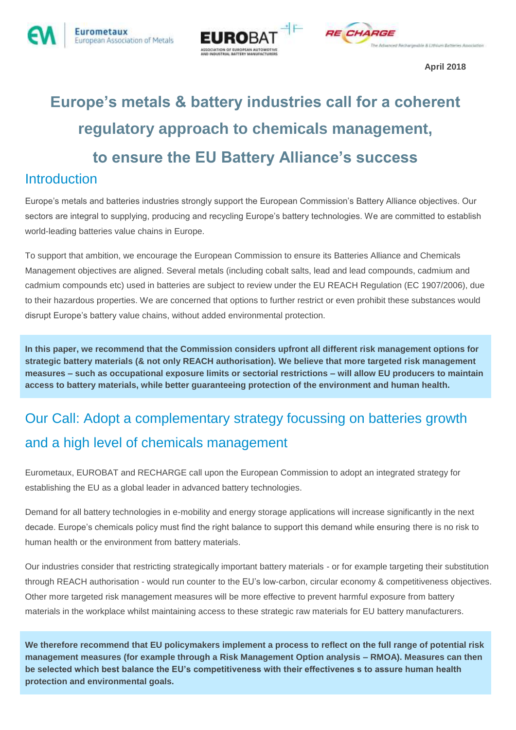April 2018

# Europe's metals & battery industries call for a coherent regulatory approach to chemicals management, to ensure the EU Battery Alliance's success

## Introduction

Europe's metals and batteries industries strongly support the European Commission's Battery Alliance objectives. Our sectors are integral to supplying, producing and recycling Europe's battery technologies. We are committed to establish world-leading batteries value chains in Europe.

To support that ambition, we encourage the European Commission to ensure its Batteries Alliance and Chemicals Management objectives are aligned. Several metals (including cobalt salts, lead and lead compounds, cadmium and cadmium compounds etc) used in batteries are subject to review under the EU REACH Regulation (EC 1907/2006), due to their hazardous properties. We are concerned that options to further restrict or even prohibit these substances would disrupt Europe's battery value chains, without added environmental protection.

**In this paper, we recommend that the Commission considers upfront all different risk management options for strategic battery materials (& not only REACH authorisation). We believe that more targeted risk management measures – such as occupational exposure limits or sectorial restrictions – will allow EU producers to maintain access to battery materials, while better guaranteeing protection of the environment and human health.**

## Our Call: Adopt a complementary strategy focussing on batteries growth and a high level of chemicals management

Eurometaux, EUROBAT and RECHARGE call upon the European Commission to adopt an integrated strategy for establishing the EU as a global leader in advanced battery technologies.

Demand for all battery technologies in e-mobility and energy storage applications will increase significantly in the next decade. Europe's chemicals policy must find the right balance to support this demand while ensuring there is no risk to human health or the environment from battery materials.

Our industries consider that restricting strategically important battery materials - or for example targeting their substitution through REACH authorisation - would run counter to the EU's low-carbon, circular economy & competitiveness objectives. Other more targeted risk management measures will be more effective to prevent harmful exposure from battery materials in the workplace whilst maintaining access to these strategic raw materials for EU battery manufacturers.

**We therefore recommend that EU policymakers implement a process to reflect on the full range of potential risk management measures (for example through a Risk Management Option analysis – RMOA). Measures can then be selected which best balance the EU's competitiveness with their effectivenes s to assure human health protection and environmental goals.**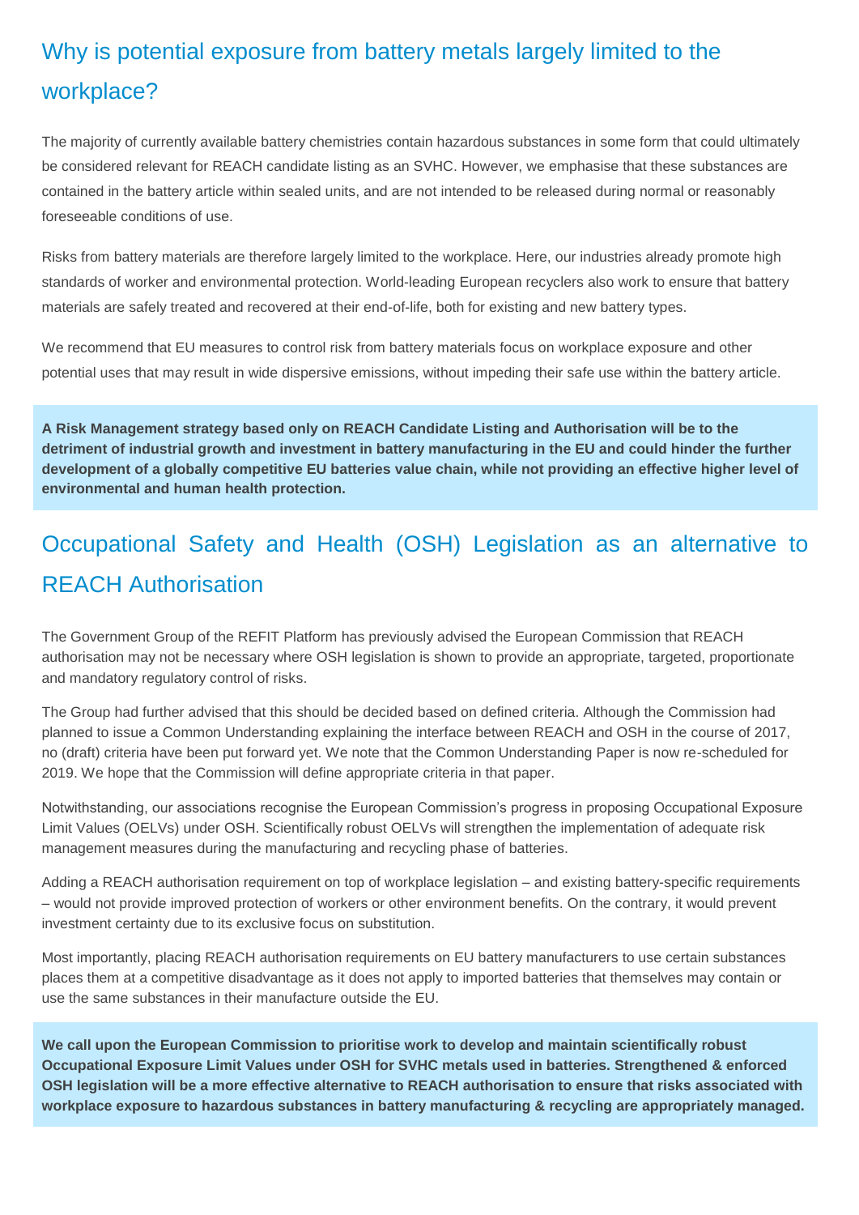## Why is potential exposure from battery metals largely limited to the workplace?

The majority of currently available battery chemistries contain hazardous substances in some form that could ultimately be considered relevant for REACH candidate listing as an SVHC. However, we emphasise that these substances are contained in the battery article within sealed units, and are not intended to be released during normal or reasonably foreseeable conditions of use.

Risks from battery materials are therefore largely limited to the workplace. Here, our industries already promote high standards of worker and environmental protection. World-leading European recyclers also work to ensure that battery materials are safely treated and recovered at their end-of-life, both for existing and new battery types.

We recommend that EU measures to control risk from battery materials focus on workplace exposure and other potential uses that may result in wide dispersive emissions, without impeding their safe use within the battery article.

**A Risk Management strategy based only on REACH Candidate Listing and Authorisation will be to the detriment of industrial growth and investment in battery manufacturing in the EU and could hinder the further development of a globally competitive EU batteries value chain, while not providing an effective higher level of environmental and human health protection.**

## Occupational Safety and Health (OSH) Legislation as an alternative to REACH Authorisation

The Government Group of the REFIT Platform has previously advised the European Commission that REACH authorisation may not be necessary where OSH legislation is shown to provide an appropriate, targeted, proportionate and mandatory regulatory control of risks.

The Group had further advised that this should be decided based on defined criteria. Although the Commission had planned to issue a Common Understanding explaining the interface between REACH and OSH in the course of 2017, no (draft) criteria have been put forward yet. We note that the Common Understanding Paper is now re-scheduled for 2019. We hope that the Commission will define appropriate criteria in that paper.

Notwithstanding, our associations recognise the European Commission's progress in proposing Occupational Exposure Limit Values (OELVs) under OSH. Scientifically robust OELVs will strengthen the implementation of adequate risk management measures during the manufacturing and recycling phase of batteries.

Adding a REACH authorisation requirement on top of workplace legislation – and existing battery-specific requirements – would not provide improved protection of workers or other environment benefits. On the contrary, it would prevent investment certainty due to its exclusive focus on substitution.

Most importantly, placing REACH authorisation requirements on EU battery manufacturers to use certain substances places them at a competitive disadvantage as it does not apply to imported batteries that themselves may contain or use the same substances in their manufacture outside the EU.

**We call upon the European Commission to prioritise work to develop and maintain scientifically robust Occupational Exposure Limit Values under OSH for SVHC metals used in batteries. Strengthened & enforced OSH legislation will be a more effective alternative to REACH authorisation to ensure that risks associated with workplace exposure to hazardous substances in battery manufacturing & recycling are appropriately managed.**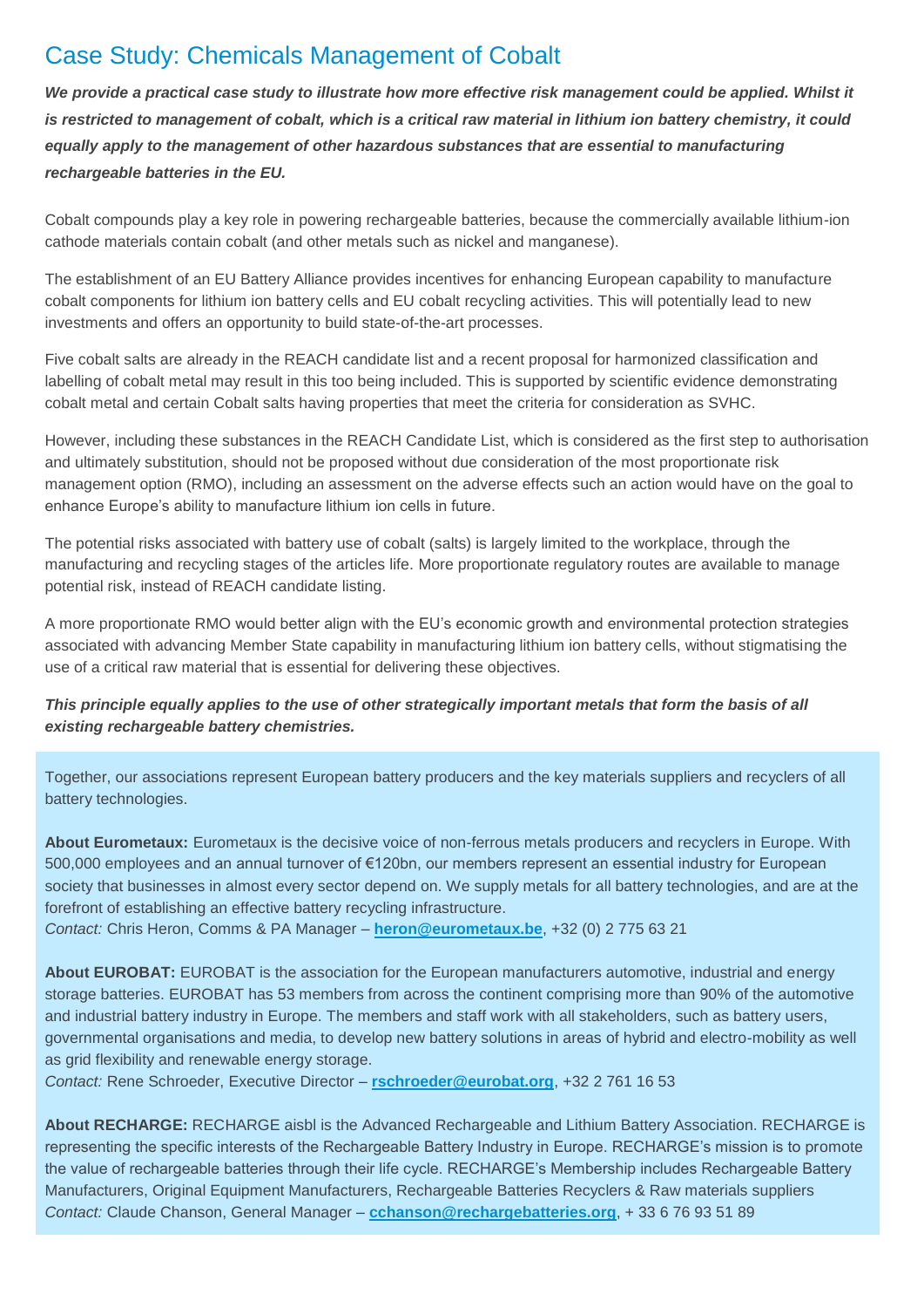# Case Study: Chemicals Management of Cobalt

***We provide a practical case study to illustrate how more effective risk management could be applied. Whilst it is restricted to management of cobalt, which is a critical raw material in lithium ion battery chemistry, it could equally apply to the management of other hazardous substances that are essential to manufacturing rechargeable batteries in the EU.***

Cobalt compounds play a key role in powering rechargeable batteries, because the commercially available lithium-ion cathode materials contain cobalt (and other metals such as nickel and manganese).

The establishment of an EU Battery Alliance provides incentives for enhancing European capability to manufacture cobalt components for lithium ion battery cells and EU cobalt recycling activities. This will potentially lead to new investments and offers an opportunity to build state-of-the-art processes.

Five cobalt salts are already in the REACH candidate list and a recent proposal for harmonized classification and labelling of cobalt metal may result in this too being included. This is supported by scientific evidence demonstrating cobalt metal and certain Cobalt salts having properties that meet the criteria for consideration as SVHC.

However, including these substances in the REACH Candidate List, which is considered as the first step to authorisation and ultimately substitution, should not be proposed without due consideration of the most proportionate risk management option (RMO), including an assessment on the adverse effects such an action would have on the goal to enhance Europe's ability to manufacture lithium ion cells in future.

The potential risks associated with battery use of cobalt (salts) is largely limited to the workplace, through the manufacturing and recycling stages of the articles life. More proportionate regulatory routes are available to manage potential risk, instead of REACH candidate listing.

A more proportionate RMO would better align with the EU's economic growth and environmental protection strategies associated with advancing Member State capability in manufacturing lithium ion battery cells, without stigmatising the use of a critical raw material that is essential for delivering these objectives.

***This principle equally applies to the use of other strategically important metals that form the basis of all existing rechargeable battery chemistries.***

Together, our associations represent European battery producers and the key materials suppliers and recyclers of all battery technologies.

**About Eurometaux:** Eurometaux is the decisive voice of non-ferrous metals producers and recyclers in Europe. With 500,000 employees and an annual turnover of €120bn, our members represent an essential industry for European society that businesses in almost every sector depend on. We supply metals for all battery technologies, and are at the forefront of establishing an effective battery recycling infrastructure.
*Contact:* Chris Heron, Comms & PA Manager – **heron@eurometaux.be**, +32 (0) 2 775 63 21

**About EUROBAT:** EUROBAT is the association for the European manufacturers automotive, industrial and energy storage batteries. EUROBAT has 53 members from across the continent comprising more than 90% of the automotive and industrial battery industry in Europe. The members and staff work with all stakeholders, such as battery users, governmental organisations and media, to develop new battery solutions in areas of hybrid and electro-mobility as well as grid flexibility and renewable energy storage.
*Contact:* Rene Schroeder, Executive Director – **rschroeder@eurobat.org**, +32 2 761 16 53

**About RECHARGE:** RECHARGE aisbl is the Advanced Rechargeable and Lithium Battery Association. RECHARGE is representing the specific interests of the Rechargeable Battery Industry in Europe. RECHARGE's mission is to promote the value of rechargeable batteries through their life cycle. RECHARGE's Membership includes Rechargeable Battery Manufacturers, Original Equipment Manufacturers, Rechargeable Batteries Recyclers & Raw materials suppliers
*Contact:* Claude Chanson, General Manager – **cchanson@rechargebatteries.org**, + 33 6 76 93 51 89